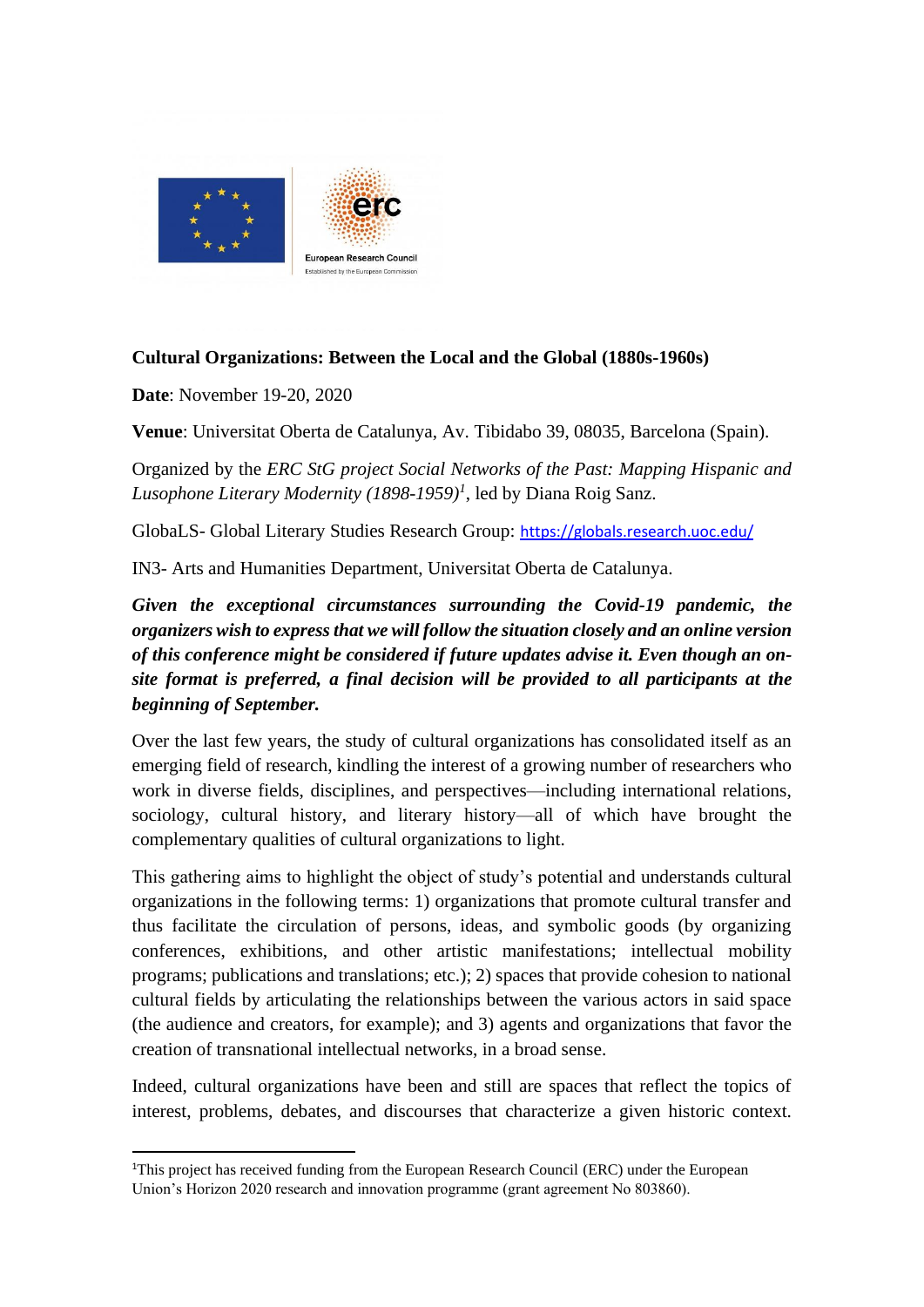**Cultural Organizations: Between the Local and the Global (1880s-1960s)**

**Date**: November 19-20, 2020

**Venue**: Universitat Oberta de Catalunya, Av. Tibidabo 39, 08035, Barcelona (Spain).

Organized by the *ERC StG project Social Networks of the Past: Mapping Hispanic and Lusophone Literary Modernity (1898-1959)*[1], led by Diana Roig Sanz.

GlobaLS- Global Literary Studies Research Group: https://globals.research.uoc.edu/

IN3- Arts and Humanities Department, Universitat Oberta de Catalunya.

***Given the exceptional circumstances surrounding the Covid-19 pandemic, the organizers wish to express that we will follow the situation closely and an online version of this conference might be considered if future updates advise it. Even though an on-site format is preferred, a final decision will be provided to all participants at the beginning of September.***

Over the last few years, the study of cultural organizations has consolidated itself as an emerging field of research, kindling the interest of a growing number of researchers who work in diverse fields, disciplines, and perspectives—including international relations, sociology, cultural history, and literary history—all of which have brought the complementary qualities of cultural organizations to light.

This gathering aims to highlight the object of study's potential and understands cultural organizations in the following terms: 1) organizations that promote cultural transfer and thus facilitate the circulation of persons, ideas, and symbolic goods (by organizing conferences, exhibitions, and other artistic manifestations; intellectual mobility programs; publications and translations; etc.); 2) spaces that provide cohesion to national cultural fields by articulating the relationships between the various actors in said space (the audience and creators, for example); and 3) agents and organizations that favor the creation of transnational intellectual networks, in a broad sense.

Indeed, cultural organizations have been and still are spaces that reflect the topics of interest, problems, debates, and discourses that characterize a given historic context.

---

[1] This project has received funding from the European Research Council (ERC) under the European Union's Horizon 2020 research and innovation programme (grant agreement No 803860).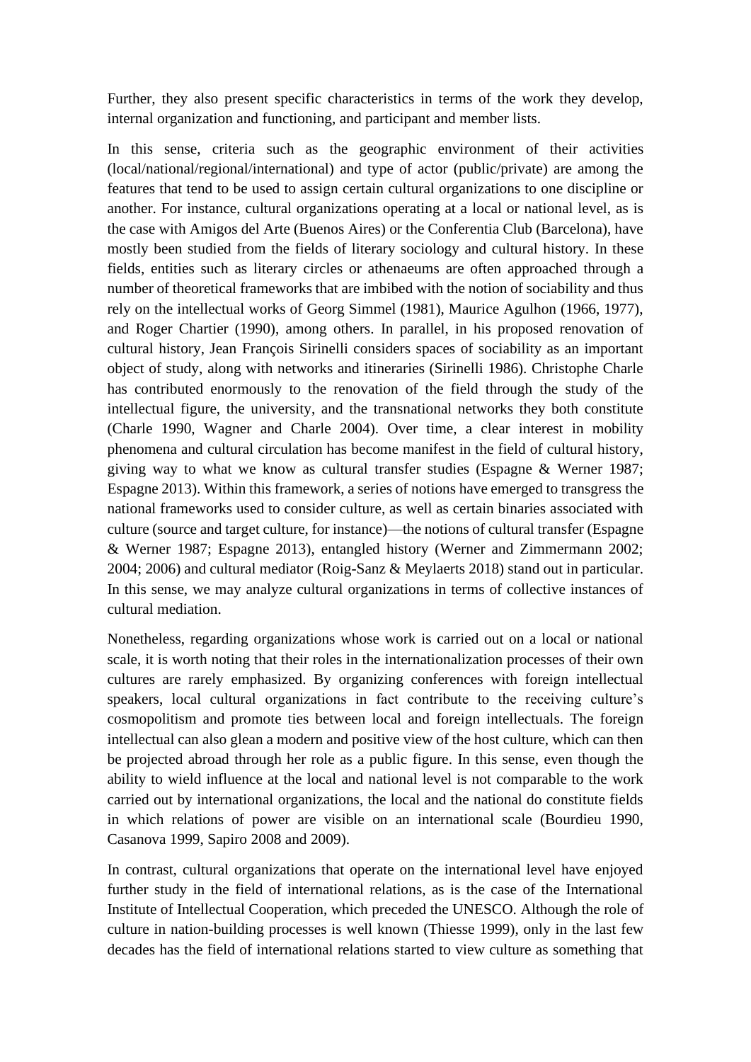Further, they also present specific characteristics in terms of the work they develop, internal organization and functioning, and participant and member lists.

In this sense, criteria such as the geographic environment of their activities (local/national/regional/international) and type of actor (public/private) are among the features that tend to be used to assign certain cultural organizations to one discipline or another. For instance, cultural organizations operating at a local or national level, as is the case with Amigos del Arte (Buenos Aires) or the Conferentia Club (Barcelona), have mostly been studied from the fields of literary sociology and cultural history. In these fields, entities such as literary circles or athenaeums are often approached through a number of theoretical frameworks that are imbibed with the notion of sociability and thus rely on the intellectual works of Georg Simmel (1981), Maurice Agulhon (1966, 1977), and Roger Chartier (1990), among others. In parallel, in his proposed renovation of cultural history, Jean François Sirinelli considers spaces of sociability as an important object of study, along with networks and itineraries (Sirinelli 1986). Christophe Charle has contributed enormously to the renovation of the field through the study of the intellectual figure, the university, and the transnational networks they both constitute (Charle 1990, Wagner and Charle 2004). Over time, a clear interest in mobility phenomena and cultural circulation has become manifest in the field of cultural history, giving way to what we know as cultural transfer studies (Espagne & Werner 1987; Espagne 2013). Within this framework, a series of notions have emerged to transgress the national frameworks used to consider culture, as well as certain binaries associated with culture (source and target culture, for instance)—the notions of cultural transfer (Espagne & Werner 1987; Espagne 2013), entangled history (Werner and Zimmermann 2002; 2004; 2006) and cultural mediator (Roig-Sanz & Meylaerts 2018) stand out in particular. In this sense, we may analyze cultural organizations in terms of collective instances of cultural mediation.

Nonetheless, regarding organizations whose work is carried out on a local or national scale, it is worth noting that their roles in the internationalization processes of their own cultures are rarely emphasized. By organizing conferences with foreign intellectual speakers, local cultural organizations in fact contribute to the receiving culture's cosmopolitism and promote ties between local and foreign intellectuals. The foreign intellectual can also glean a modern and positive view of the host culture, which can then be projected abroad through her role as a public figure. In this sense, even though the ability to wield influence at the local and national level is not comparable to the work carried out by international organizations, the local and the national do constitute fields in which relations of power are visible on an international scale (Bourdieu 1990, Casanova 1999, Sapiro 2008 and 2009).

In contrast, cultural organizations that operate on the international level have enjoyed further study in the field of international relations, as is the case of the International Institute of Intellectual Cooperation, which preceded the UNESCO. Although the role of culture in nation-building processes is well known (Thiesse 1999), only in the last few decades has the field of international relations started to view culture as something that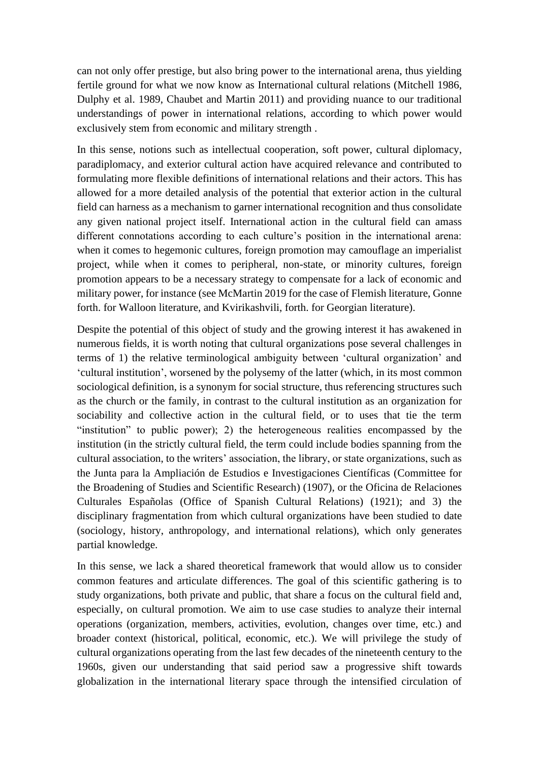can not only offer prestige, but also bring power to the international arena, thus yielding fertile ground for what we now know as International cultural relations (Mitchell 1986, Dulphy et al. 1989, Chaubet and Martin 2011) and providing nuance to our traditional understandings of power in international relations, according to which power would exclusively stem from economic and military strength .

In this sense, notions such as intellectual cooperation, soft power, cultural diplomacy, paradiplomacy, and exterior cultural action have acquired relevance and contributed to formulating more flexible definitions of international relations and their actors. This has allowed for a more detailed analysis of the potential that exterior action in the cultural field can harness as a mechanism to garner international recognition and thus consolidate any given national project itself. International action in the cultural field can amass different connotations according to each culture's position in the international arena: when it comes to hegemonic cultures, foreign promotion may camouflage an imperialist project, while when it comes to peripheral, non-state, or minority cultures, foreign promotion appears to be a necessary strategy to compensate for a lack of economic and military power, for instance (see McMartin 2019 for the case of Flemish literature, Gonne forth. for Walloon literature, and Kvirikashvili, forth. for Georgian literature).

Despite the potential of this object of study and the growing interest it has awakened in numerous fields, it is worth noting that cultural organizations pose several challenges in terms of 1) the relative terminological ambiguity between 'cultural organization' and 'cultural institution', worsened by the polysemy of the latter (which, in its most common sociological definition, is a synonym for social structure, thus referencing structures such as the church or the family, in contrast to the cultural institution as an organization for sociability and collective action in the cultural field, or to uses that tie the term "institution" to public power); 2) the heterogeneous realities encompassed by the institution (in the strictly cultural field, the term could include bodies spanning from the cultural association, to the writers' association, the library, or state organizations, such as the Junta para la Ampliación de Estudios e Investigaciones Científicas (Committee for the Broadening of Studies and Scientific Research) (1907), or the Oficina de Relaciones Culturales Españolas (Office of Spanish Cultural Relations) (1921); and 3) the disciplinary fragmentation from which cultural organizations have been studied to date (sociology, history, anthropology, and international relations), which only generates partial knowledge.

In this sense, we lack a shared theoretical framework that would allow us to consider common features and articulate differences. The goal of this scientific gathering is to study organizations, both private and public, that share a focus on the cultural field and, especially, on cultural promotion. We aim to use case studies to analyze their internal operations (organization, members, activities, evolution, changes over time, etc.) and broader context (historical, political, economic, etc.). We will privilege the study of cultural organizations operating from the last few decades of the nineteenth century to the 1960s, given our understanding that said period saw a progressive shift towards globalization in the international literary space through the intensified circulation of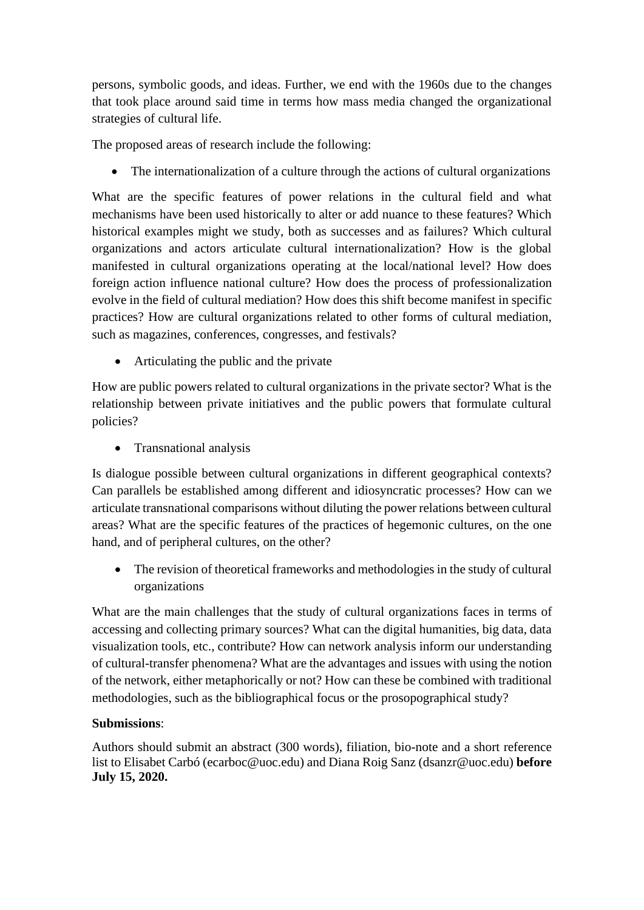persons, symbolic goods, and ideas. Further, we end with the 1960s due to the changes that took place around said time in terms how mass media changed the organizational strategies of cultural life.

The proposed areas of research include the following:

- The internationalization of a culture through the actions of cultural organizations

What are the specific features of power relations in the cultural field and what mechanisms have been used historically to alter or add nuance to these features? Which historical examples might we study, both as successes and as failures? Which cultural organizations and actors articulate cultural internationalization? How is the global manifested in cultural organizations operating at the local/national level? How does foreign action influence national culture? How does the process of professionalization evolve in the field of cultural mediation? How does this shift become manifest in specific practices? How are cultural organizations related to other forms of cultural mediation, such as magazines, conferences, congresses, and festivals?

- Articulating the public and the private

How are public powers related to cultural organizations in the private sector? What is the relationship between private initiatives and the public powers that formulate cultural policies?

- Transnational analysis

Is dialogue possible between cultural organizations in different geographical contexts? Can parallels be established among different and idiosyncratic processes? How can we articulate transnational comparisons without diluting the power relations between cultural areas? What are the specific features of the practices of hegemonic cultures, on the one hand, and of peripheral cultures, on the other?

- The revision of theoretical frameworks and methodologies in the study of cultural organizations

What are the main challenges that the study of cultural organizations faces in terms of accessing and collecting primary sources? What can the digital humanities, big data, data visualization tools, etc., contribute? How can network analysis inform our understanding of cultural-transfer phenomena? What are the advantages and issues with using the notion of the network, either metaphorically or not? How can these be combined with traditional methodologies, such as the bibliographical focus or the prosopographical study?

**Submissions**:

Authors should submit an abstract (300 words), filiation, bio-note and a short reference list to Elisabet Carbó (ecarboc@uoc.edu) and Diana Roig Sanz (dsanzr@uoc.edu) **before July 15, 2020.**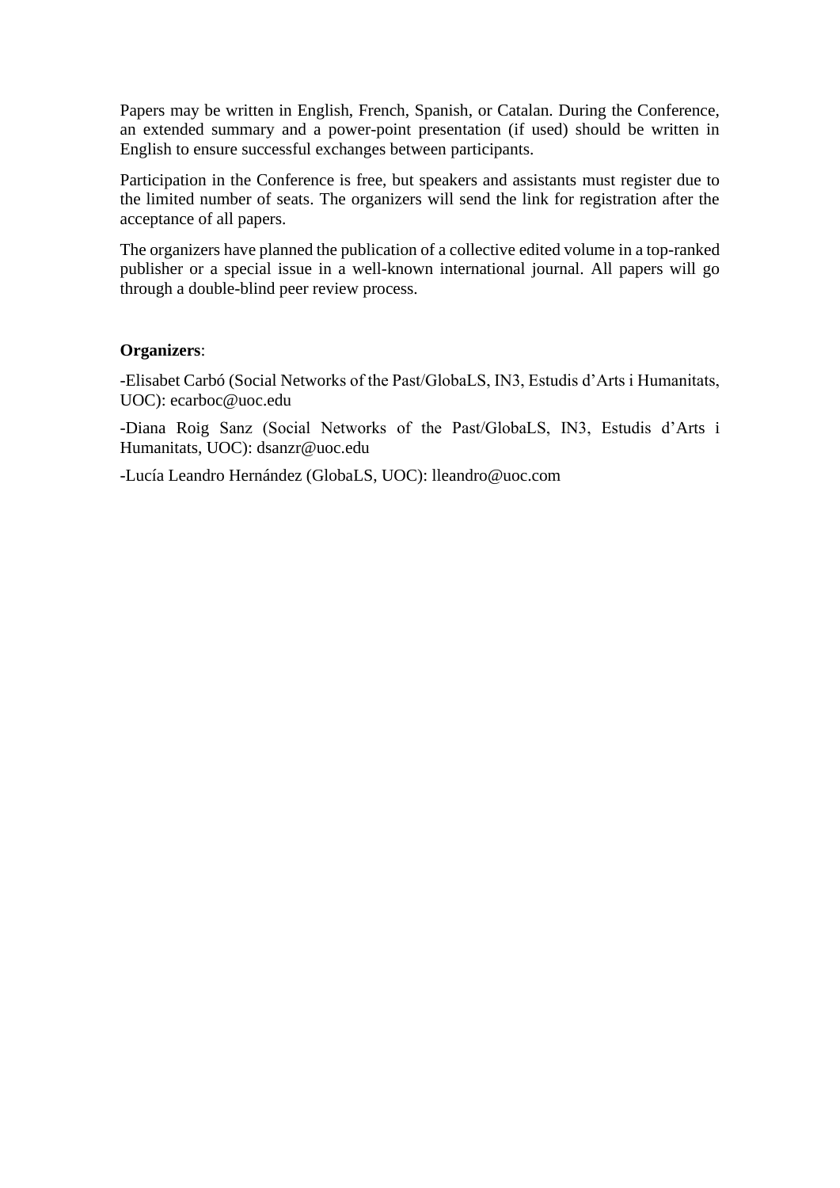Papers may be written in English, French, Spanish, or Catalan. During the Conference, an extended summary and a power-point presentation (if used) should be written in English to ensure successful exchanges between participants.

Participation in the Conference is free, but speakers and assistants must register due to the limited number of seats. The organizers will send the link for registration after the acceptance of all papers.

The organizers have planned the publication of a collective edited volume in a top-ranked publisher or a special issue in a well-known international journal. All papers will go through a double-blind peer review process.

**Organizers**:

-Elisabet Carbó (Social Networks of the Past/GlobaLS, IN3, Estudis d'Arts i Humanitats, UOC): ecarboc@uoc.edu

-Diana Roig Sanz (Social Networks of the Past/GlobaLS, IN3, Estudis d'Arts i Humanitats, UOC): dsanzr@uoc.edu

-Lucía Leandro Hernández (GlobaLS, UOC): lleandro@uoc.com